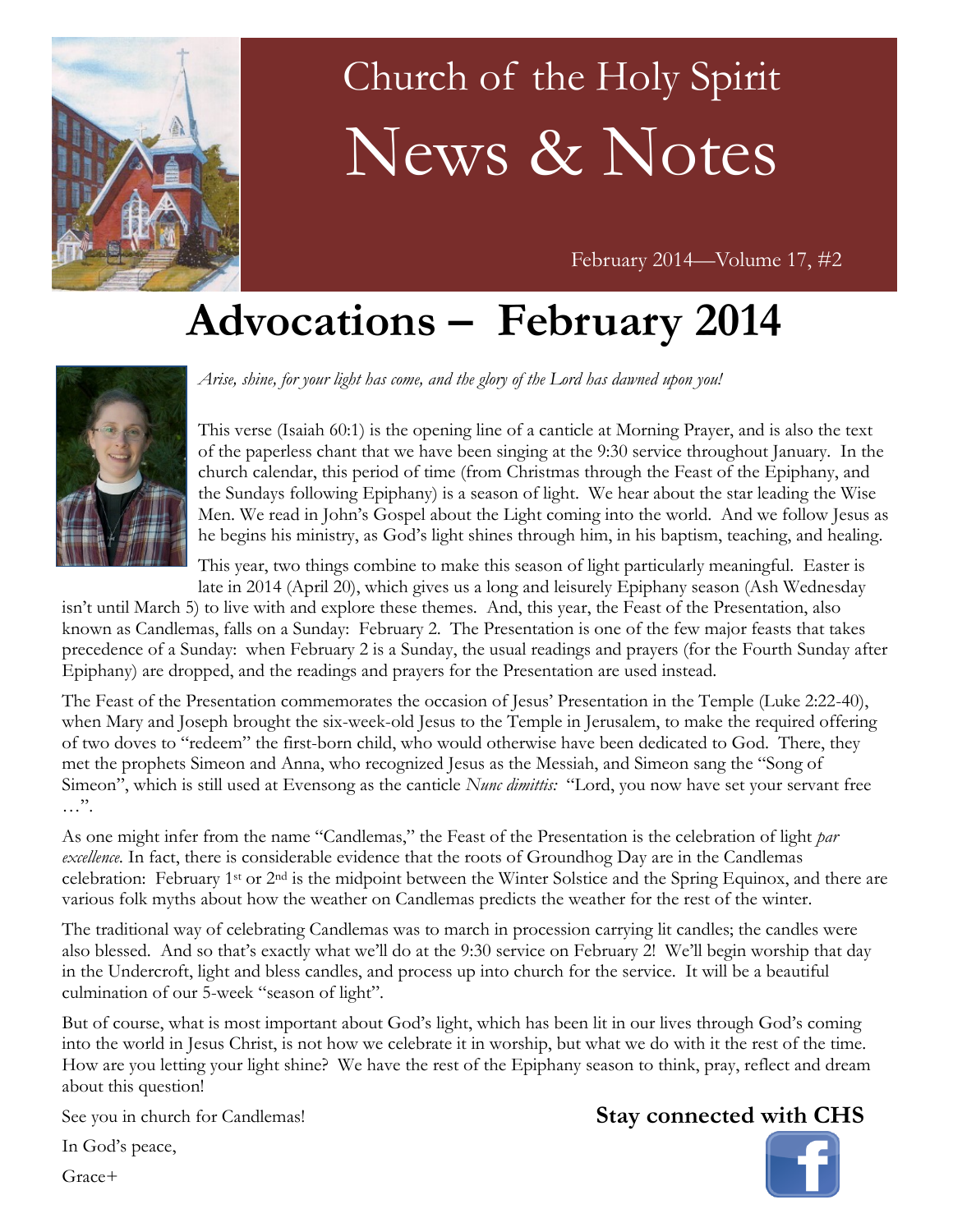# Church of the Holy Spirit

# News & Notes

February 2014—Volume 17, #2

## Advocations – February 2014

*Arise, shine, for your light has come, and the glory of the Lord has dawned upon you!*

This verse (Isaiah 60:1) is the opening line of a canticle at Morning Prayer, and is also the text of the paperless chant that we have been singing at the 9:30 service throughout January. In the church calendar, this period of time (from Christmas through the Feast of the Epiphany, and the Sundays following Epiphany) is a season of light. We hear about the star leading the Wise Men. We read in John's Gospel about the Light coming into the world. And we follow Jesus as he begins his ministry, as God's light shines through him, in his baptism, teaching, and healing.

This year, two things combine to make this season of light particularly meaningful. Easter is late in 2014 (April 20), which gives us a long and leisurely Epiphany season (Ash Wednesday isn't until March 5) to live with and explore these themes. And, this year, the Feast of the Presentation, also known as Candlemas, falls on a Sunday: February 2. The Presentation is one of the few major feasts that takes precedence of a Sunday: when February 2 is a Sunday, the usual readings and prayers (for the Fourth Sunday after Epiphany) are dropped, and the readings and prayers for the Presentation are used instead.

The Feast of the Presentation commemorates the occasion of Jesus' Presentation in the Temple (Luke 2:22-40), when Mary and Joseph brought the six-week-old Jesus to the Temple in Jerusalem, to make the required offering of two doves to "redeem" the first-born child, who would otherwise have been dedicated to God. There, they met the prophets Simeon and Anna, who recognized Jesus as the Messiah, and Simeon sang the "Song of Simeon", which is still used at Evensong as the canticle *Nunc dimittis:* "Lord, you now have set your servant free …".

As one might infer from the name "Candlemas," the Feast of the Presentation is the celebration of light *par excellence*. In fact, there is considerable evidence that the roots of Groundhog Day are in the Candlemas celebration: February 1st or 2nd is the midpoint between the Winter Solstice and the Spring Equinox, and there are various folk myths about how the weather on Candlemas predicts the weather for the rest of the winter.

The traditional way of celebrating Candlemas was to march in procession carrying lit candles; the candles were also blessed. And so that's exactly what we'll do at the 9:30 service on February 2! We'll begin worship that day in the Undercroft, light and bless candles, and process up into church for the service. It will be a beautiful culmination of our 5-week "season of light".

But of course, what is most important about God's light, which has been lit in our lives through God's coming into the world in Jesus Christ, is not how we celebrate it in worship, but what we do with it the rest of the time. How are you letting your light shine? We have the rest of the Epiphany season to think, pray, reflect and dream about this question!

See you in church for Candlemas!

In God's peace,

Grace+

**Stay connected with CHS**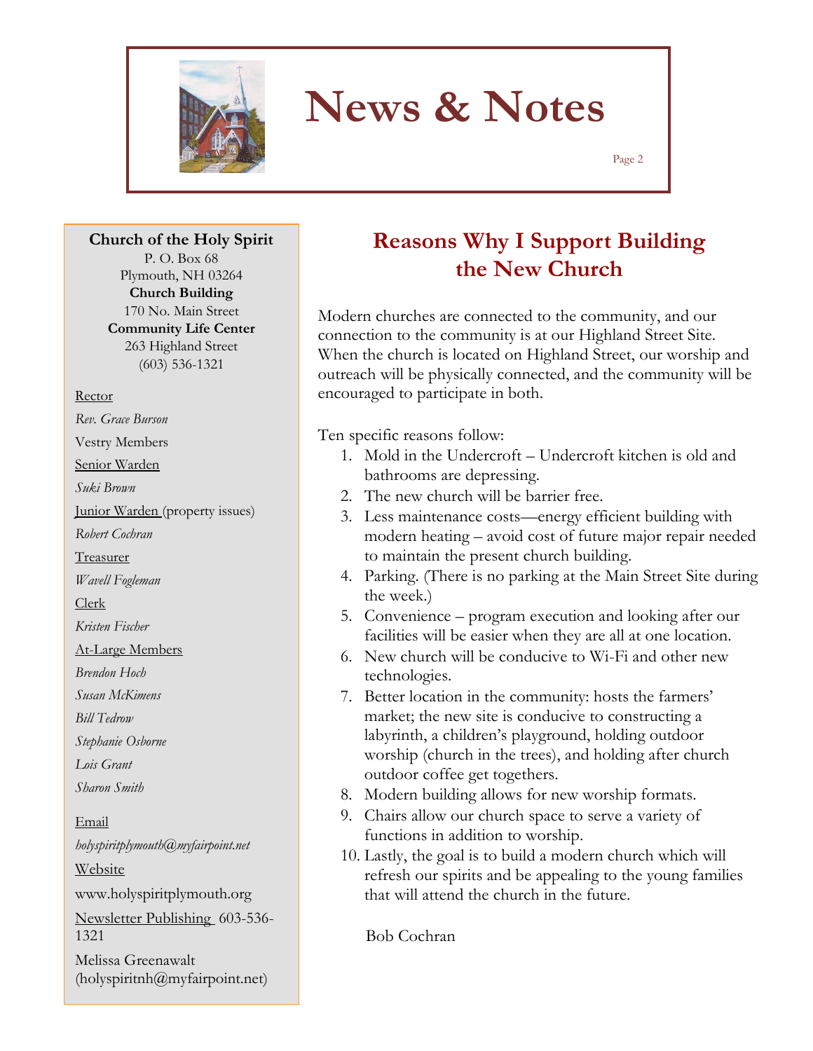# News & Notes

**Church of the Holy Spirit**
P. O. Box 68
Plymouth, NH 03264
**Church Building**
170 No. Main Street
**Community Life Center**
263 Highland Street
(603) 536-1321

Rector

*Rev. Grace Burson*

Vestry Members

Senior Warden

*Suki Brown*

Junior Warden (property issues)

*Robert Cochran*

Treasurer

*Wavell Fogleman*

Clerk

*Kristen Fischer*

At-Large Members

*Brendon Hoch*

*Susan McKimens*

*Bill Tedrow*

*Stephanie Osborne*

*Lois Grant*

*Sharon Smith*

Email

*holyspiritplymouth@myfairpoint.net*

Website

www.holyspiritplymouth.org

Newsletter Publishing 603-536-1321

Melissa Greenawalt (holyspiritnh@myfairpoint.net)

## Reasons Why I Support Building the New Church

Modern churches are connected to the community, and our connection to the community is at our Highland Street Site. When the church is located on Highland Street, our worship and outreach will be physically connected, and the community will be encouraged to participate in both.

Ten specific reasons follow:

1. Mold in the Undercroft – Undercroft kitchen is old and bathrooms are depressing.
2. The new church will be barrier free.
3. Less maintenance costs—energy efficient building with modern heating – avoid cost of future major repair needed to maintain the present church building.
4. Parking. (There is no parking at the Main Street Site during the week.)
5. Convenience – program execution and looking after our facilities will be easier when they are all at one location.
6. New church will be conducive to Wi-Fi and other new technologies.
7. Better location in the community: hosts the farmers' market; the new site is conducive to constructing a labyrinth, a children's playground, holding outdoor worship (church in the trees), and holding after church outdoor coffee get togethers.
8. Modern building allows for new worship formats.
9. Chairs allow our church space to serve a variety of functions in addition to worship.
10. Lastly, the goal is to build a modern church which will refresh our spirits and be appealing to the young families that will attend the church in the future.

Bob Cochran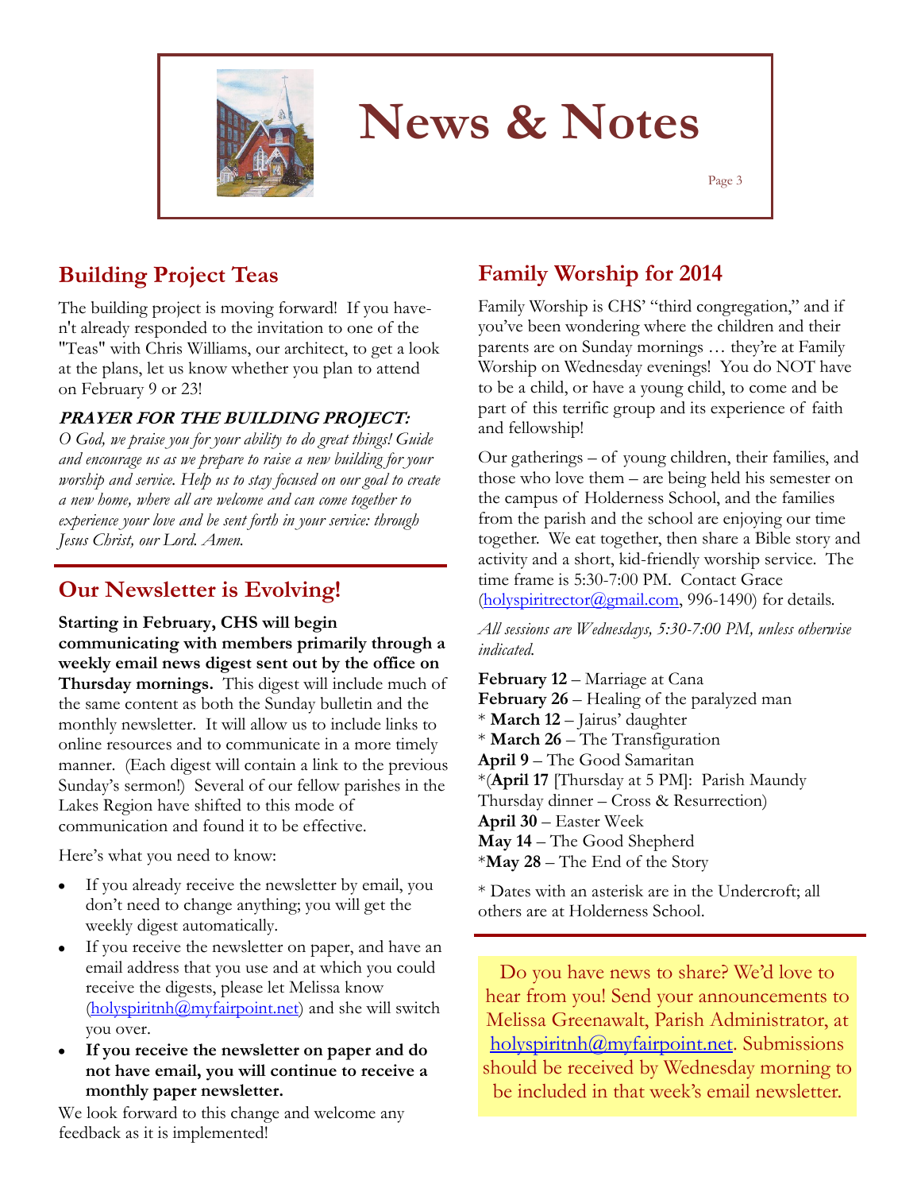# News & Notes

## Building Project Teas

The building project is moving forward! If you haven't already responded to the invitation to one of the "Teas" with Chris Williams, our architect, to get a look at the plans, let us know whether you plan to attend on February 9 or 23!

***PRAYER FOR THE BUILDING PROJECT:***

*O God, we praise you for your ability to do great things! Guide and encourage us as we prepare to raise a new building for your worship and service. Help us to stay focused on our goal to create a new home, where all are welcome and can come together to experience your love and be sent forth in your service: through Jesus Christ, our Lord. Amen.*

## Our Newsletter is Evolving!

**Starting in February, CHS will begin communicating with members primarily through a weekly email news digest sent out by the office on Thursday mornings.** This digest will include much of the same content as both the Sunday bulletin and the monthly newsletter. It will allow us to include links to online resources and to communicate in a more timely manner. (Each digest will contain a link to the previous Sunday's sermon!) Several of our fellow parishes in the Lakes Region have shifted to this mode of communication and found it to be effective.

Here's what you need to know:

- If you already receive the newsletter by email, you don't need to change anything; you will get the weekly digest automatically.
- If you receive the newsletter on paper, and have an email address that you use and at which you could receive the digests, please let Melissa know (holyspiritnh@myfairpoint.net) and she will switch you over.
- **If you receive the newsletter on paper and do not have email, you will continue to receive a monthly paper newsletter.**

We look forward to this change and welcome any feedback as it is implemented!

## Family Worship for 2014

Family Worship is CHS' "third congregation," and if you've been wondering where the children and their parents are on Sunday mornings … they're at Family Worship on Wednesday evenings! You do NOT have to be a child, or have a young child, to come and be part of this terrific group and its experience of faith and fellowship!

Our gatherings – of young children, their families, and those who love them – are being held his semester on the campus of Holderness School, and the families from the parish and the school are enjoying our time together. We eat together, then share a Bible story and activity and a short, kid-friendly worship service. The time frame is 5:30-7:00 PM. Contact Grace (holyspiritrector@gmail.com, 996-1490) for details.

*All sessions are Wednesdays, 5:30-7:00 PM, unless otherwise indicated.*

**February 12** – Marriage at Cana
**February 26** – Healing of the paralyzed man
* **March 12** – Jairus' daughter
* **March 26** – The Transfiguration
**April 9** – The Good Samaritan
*(**April 17** [Thursday at 5 PM]: Parish Maundy Thursday dinner – Cross & Resurrection)
**April 30** – Easter Week
**May 14** – The Good Shepherd
***May 28** – The End of the Story

* Dates with an asterisk are in the Undercroft; all others are at Holderness School.

Do you have news to share? We'd love to hear from you! Send your announcements to Melissa Greenawalt, Parish Administrator, at holyspiritnh@myfairpoint.net. Submissions should be received by Wednesday morning to be included in that week's email newsletter.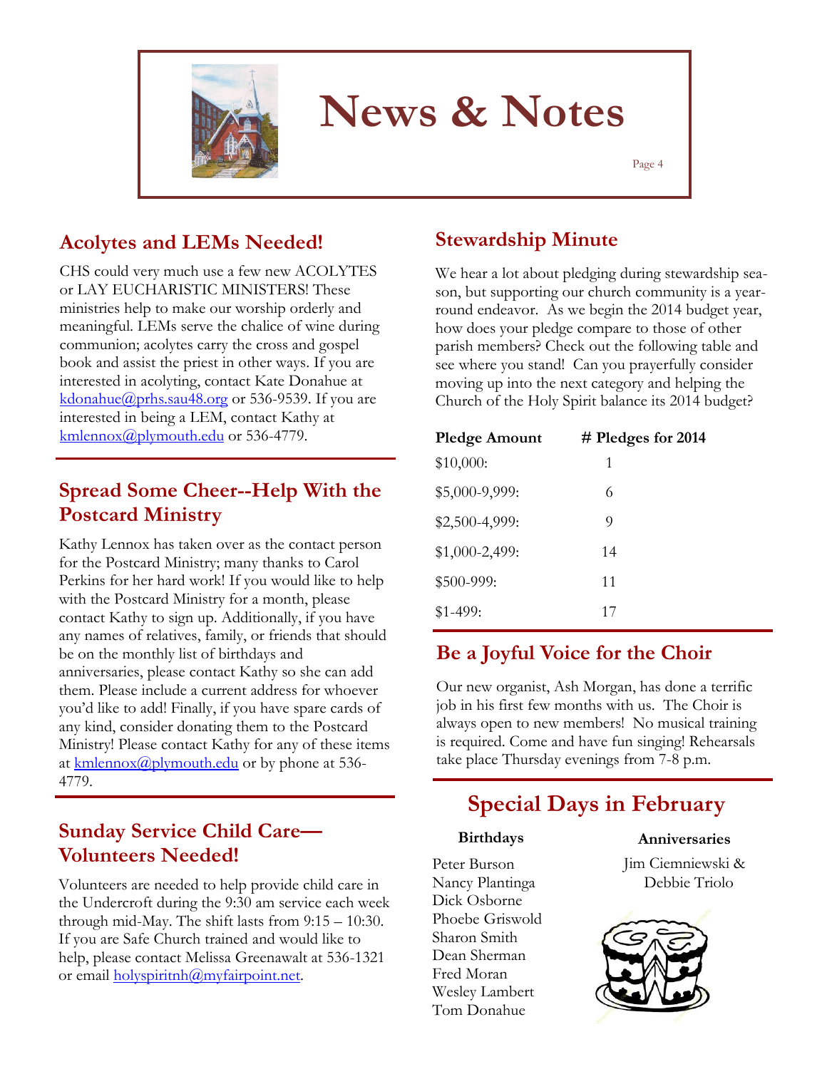# News & Notes

## Acolytes and LEMs Needed!

CHS could very much use a few new ACOLYTES or LAY EUCHARISTIC MINISTERS! These ministries help to make our worship orderly and meaningful. LEMs serve the chalice of wine during communion; acolytes carry the cross and gospel book and assist the priest in other ways. If you are interested in acolyting, contact Kate Donahue at kdonahue@prhs.sau48.org or 536-9539. If you are interested in being a LEM, contact Kathy at kmlennox@plymouth.edu or 536-4779.

## Spread Some Cheer--Help With the Postcard Ministry

Kathy Lennox has taken over as the contact person for the Postcard Ministry; many thanks to Carol Perkins for her hard work! If you would like to help with the Postcard Ministry for a month, please contact Kathy to sign up. Additionally, if you have any names of relatives, family, or friends that should be on the monthly list of birthdays and anniversaries, please contact Kathy so she can add them. Please include a current address for whoever you'd like to add! Finally, if you have spare cards of any kind, consider donating them to the Postcard Ministry! Please contact Kathy for any of these items at kmlennox@plymouth.edu or by phone at 536-4779.

## Sunday Service Child Care—Volunteers Needed!

Volunteers are needed to help provide child care in the Undercroft during the 9:30 am service each week through mid-May. The shift lasts from 9:15 – 10:30. If you are Safe Church trained and would like to help, please contact Melissa Greenawalt at 536-1321 or email holyspiritnh@myfairpoint.net.

## Stewardship Minute

We hear a lot about pledging during stewardship season, but supporting our church community is a year-round endeavor. As we begin the 2014 budget year, how does your pledge compare to those of other parish members? Check out the following table and see where you stand! Can you prayerfully consider moving up into the next category and helping the Church of the Holy Spirit balance its 2014 budget?

| Pledge Amount | # Pledges for 2014 |
|---|---|
| $10,000: | 1 |
| $5,000-9,999: | 6 |
| $2,500-4,999: | 9 |
| $1,000-2,499: | 14 |
| $500-999: | 11 |
| $1-499: | 17 |

## Be a Joyful Voice for the Choir

Our new organist, Ash Morgan, has done a terrific job in his first few months with us. The Choir is always open to new members! No musical training is required. Come and have fun singing! Rehearsals take place Thursday evenings from 7-8 p.m.

## Special Days in February

**Birthdays**

Peter Burson
Nancy Plantinga
Dick Osborne
Phoebe Griswold
Sharon Smith
Dean Sherman
Fred Moran
Wesley Lambert
Tom Donahue

**Anniversaries**

Jim Ciemniewski & Debbie Triolo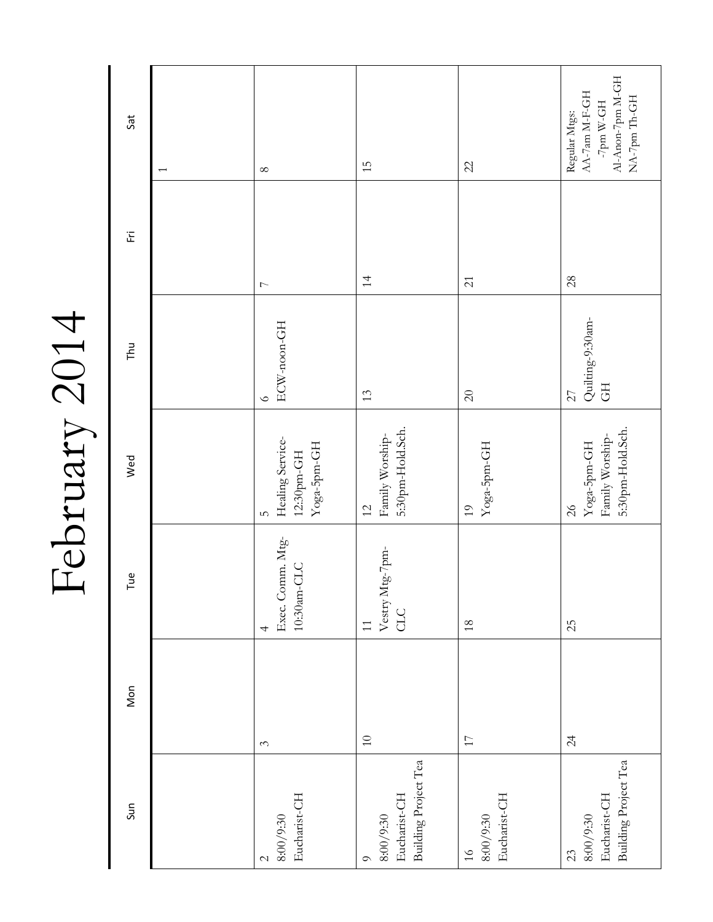# February 2014

| Sun | Mon | Tue | Wed | Thu | Fri | Sat |
|---|---|---|---|---|---|---|
| | | | | | | 1 |
| 2<br>8:00/9:30<br>Eucharist-CH | 3 | 4<br>Exec. Comm. Mtg-10:30am-CLC | 5<br>Healing Service-12:30pm-GH<br>Yoga-5pm-GH | 6<br>ECW-noon-GH | 7 | 8 |
| 9<br>8:00/9:30<br>Eucharist-CH<br>Building Project Tea | 10 | 11<br>Vestry Mtg-7pm-CLC | 12<br>Family Worship-5:30pm-Hold.Sch. | 13 | 14 | 15 |
| 16<br>8:00/9:30<br>Eucharist-CH | 17 | 18 | 19<br>Yoga-5pm-GH | 20 | 21 | 22 |
| 23<br>8:00/9:30<br>Eucharist-CH<br>Building Project Tea | 24 | 25 | 26<br>Yoga-5pm-GH<br>Family Worship-5:30pm-Hold.Sch. | 27<br>Quilting-9:30am-GH | 28 | Regular Mtgs:<br>AA-7am M-F-GH<br>-7pm W-GH<br>Al-Anon-7pm M-GH<br>NA-7pm Th-GH |